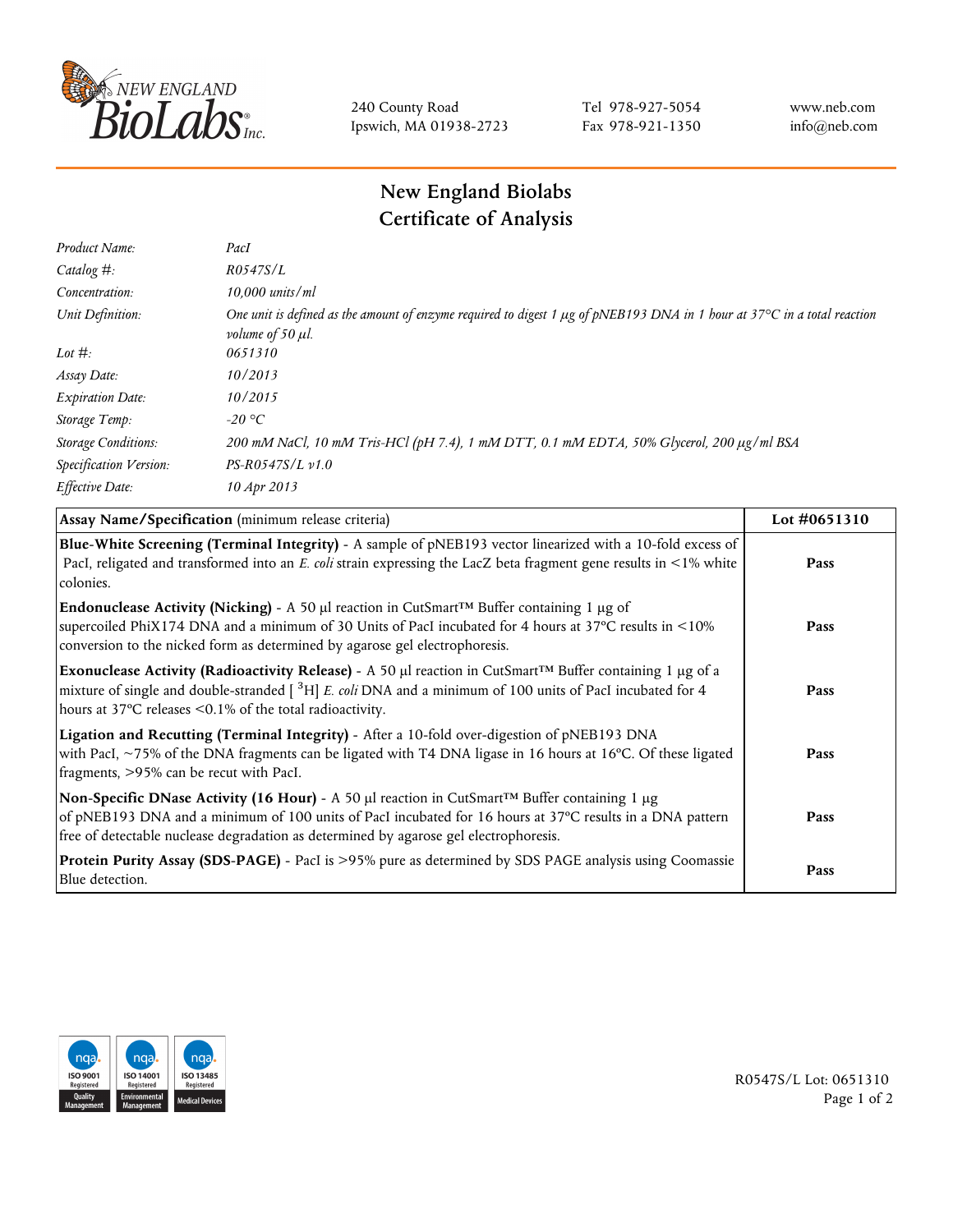NEW ENGLAND BioLabs Inc.

240 County Road
Ipswich, MA 01938-2723

Tel 978-927-5054
Fax 978-921-1350

www.neb.com
info@neb.com

# New England Biolabs
# Certificate of Analysis

| | |
|---|---|
| *Product Name:* | *PacI* |
| *Catalog #:* | *R0547S/L* |
| *Concentration:* | *10,000 units/ml* |
| *Unit Definition:* | *One unit is defined as the amount of enzyme required to digest 1 µg of pNEB193 DNA in 1 hour at 37°C in a total reaction volume of 50 µl.* |
| *Lot #:* | *0651310* |
| *Assay Date:* | *10/2013* |
| *Expiration Date:* | *10/2015* |
| *Storage Temp:* | *-20 °C* |
| *Storage Conditions:* | *200 mM NaCl, 10 mM Tris-HCl (pH 7.4), 1 mM DTT, 0.1 mM EDTA, 50% Glycerol, 200 µg/ml BSA* |
| *Specification Version:* | *PS-R0547S/L v1.0* |
| *Effective Date:* | *10 Apr 2013* |

| **Assay Name/Specification** (minimum release criteria) | **Lot #0651310** |
|---|---|
| **Blue-White Screening (Terminal Integrity)** - A sample of pNEB193 vector linearized with a 10-fold excess of PacI, religated and transformed into an *E. coli* strain expressing the LacZ beta fragment gene results in <1% white colonies. | **Pass** |
| **Endonuclease Activity (Nicking)** - A 50 µl reaction in CutSmart™ Buffer containing 1 µg of supercoiled PhiX174 DNA and a minimum of 30 Units of PacI incubated for 4 hours at 37°C results in <10% conversion to the nicked form as determined by agarose gel electrophoresis. | **Pass** |
| **Exonuclease Activity (Radioactivity Release)** - A 50 µl reaction in CutSmart™ Buffer containing 1 µg of a mixture of single and double-stranded [ $^{3}$H] *E. coli* DNA and a minimum of 100 units of PacI incubated for 4 hours at 37°C releases <0.1% of the total radioactivity. | **Pass** |
| **Ligation and Recutting (Terminal Integrity)** - After a 10-fold over-digestion of pNEB193 DNA with PacI, ~75% of the DNA fragments can be ligated with T4 DNA ligase in 16 hours at 16°C. Of these ligated fragments, >95% can be recut with PacI. | **Pass** |
| **Non-Specific DNase Activity (16 Hour)** - A 50 µl reaction in CutSmart™ Buffer containing 1 µg of pNEB193 DNA and a minimum of 100 units of PacI incubated for 16 hours at 37°C results in a DNA pattern free of detectable nuclease degradation as determined by agarose gel electrophoresis. | **Pass** |
| **Protein Purity Assay (SDS-PAGE)** - PacI is >95% pure as determined by SDS PAGE analysis using Coomassie Blue detection. | **Pass** |

ISO 9001 Registered Quality Management | ISO 14001 Registered Environmental Management | ISO 13485 Registered Medical Devices

R0547S/L Lot: 0651310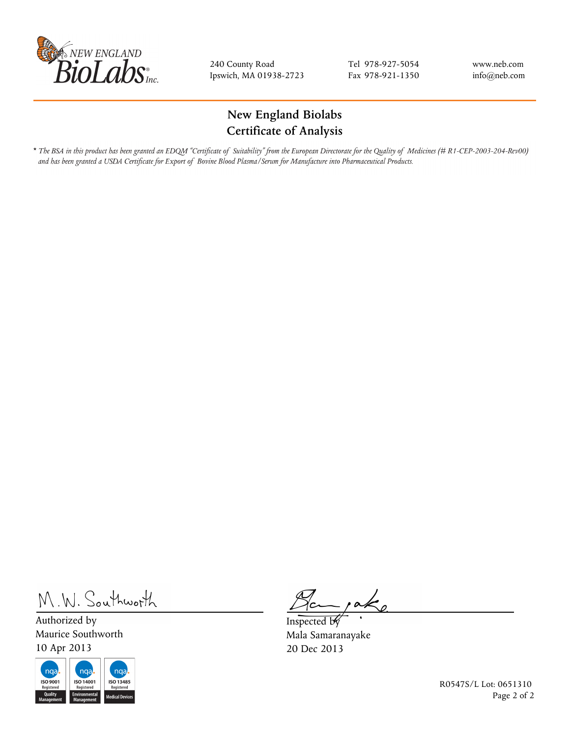**NEW ENGLAND BioLabs Inc.**

240 County Road
Ipswich, MA 01938-2723

Tel 978-927-5054
Fax 978-921-1350

www.neb.com
info@neb.com

## New England Biolabs
## Certificate of Analysis

* *The BSA in this product has been granted an EDQM "Certificate of Suitability" from the European Directorate for the Quality of Medicines (# R1-CEP-2003-204-Rev00) and has been granted a USDA Certificate for Export of Bovine Blood Plasma/Serum for Manufacture into Pharmaceutical Products.*

M.W. Southworth

Authorized by
Maurice Southworth
10 Apr 2013

ISO 9001 Registered Quality Management | ISO 14001 Registered Environmental Management | ISO 13485 Registered Medical Devices

Inspected by
Mala Samaranayake
20 Dec 2013

R0547S/L Lot: 0651310